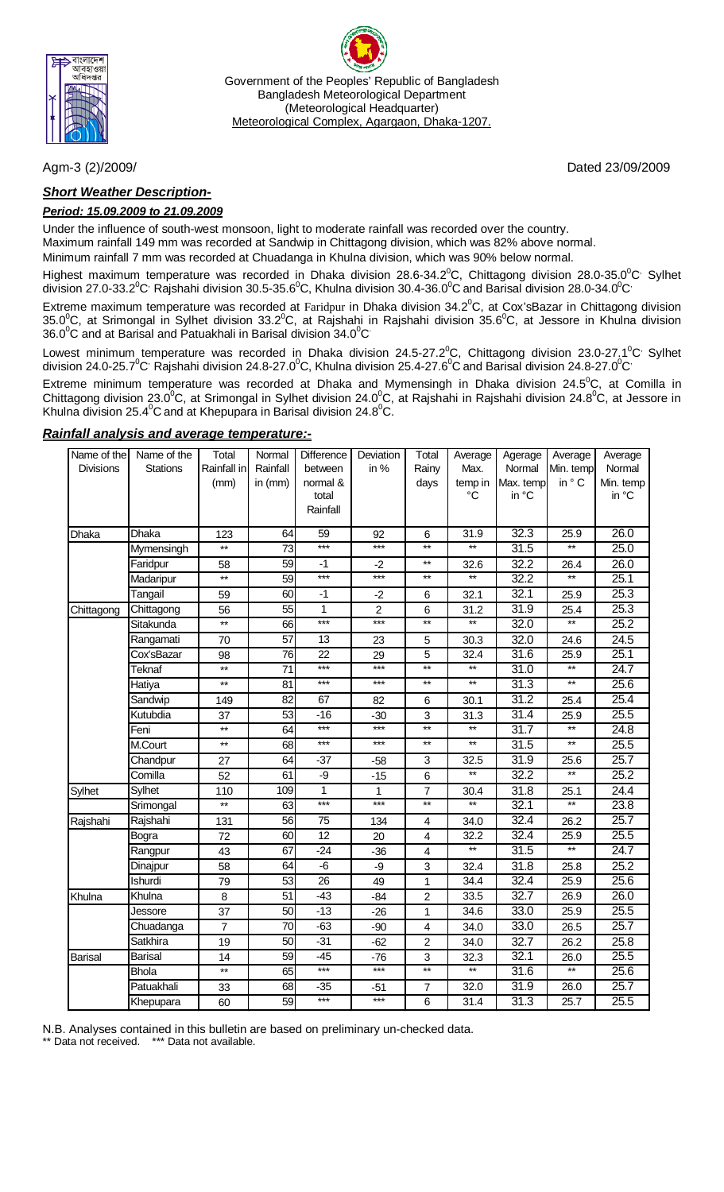Government of the Peoples' Republic of Bangladesh
Bangladesh Meteorological Department
(Meteorological Headquarter)
Meteorological Complex, Agargaon, Dhaka-1207.

Agm-3 (2)/2009/ Dated 23/09/2009

***Short Weather Description-***

***Period: 15.09.2009 to 21.09.2009***

Under the influence of south-west monsoon, light to moderate rainfall was recorded over the country.
Maximum rainfall 149 mm was recorded at Sandwip in Chittagong division, which was 82% above normal.
Minimum rainfall 7 mm was recorded at Chuadanga in Khulna division, which was 90% below normal.

Highest maximum temperature was recorded in Dhaka division 28.6-34.2$^0$C, Chittagong division 28.0-35.0$^0$C, Sylhet division 27.0-33.2$^0$C, Rajshahi division 30.5-35.6$^0$C, Khulna division 30.4-36.0$^0$C and Barisal division 28.0-34.0$^0$C.

Extreme maximum temperature was recorded at Faridpur in Dhaka division 34.2$^0$C, at Cox'sBazar in Chittagong division 35.0$^0$C, at Srimongal in Sylhet division 33.2$^0$C, at Rajshahi in Rajshahi division 35.6$^0$C, at Jessore in Khulna division 36.0$^0$C and at Barisal and Patuakhali in Barisal division 34.0$^0$C.

Lowest minimum temperature was recorded in Dhaka division 24.5-27.2$^0$C, Chittagong division 23.0-27.1$^0$C, Sylhet division 24.0-25.7$^0$C, Rajshahi division 24.8-27.0$^0$C, Khulna division 25.4-27.6$^0$C and Barisal division 24.8-27.0$^0$C.

Extreme minimum temperature was recorded at Dhaka and Mymensingh in Dhaka division 24.5$^0$C, at Comilla in Chittagong division 23.0$^0$C, at Srimongal in Sylhet division 24.0$^0$C, at Rajshahi in Rajshahi division 24.8$^0$C, at Jessore in Khulna division 25.4$^0$C and at Khepupara in Barisal division 24.8$^0$C.

***Rainfall analysis and average temperature:-***

| Name of the Divisions | Name of the Stations | Total Rainfall in (mm) | Normal Rainfall in (mm) | Difference between normal & total Rainfall | Deviation in % | Total Rainy days | Average Max. temp in °C | Agerage Normal Max. temp in °C | Average Min. temp in ° C | Average Normal Min. temp in °C |
|---|---|---|---|---|---|---|---|---|---|---|
| Dhaka | Dhaka | 123 | 64 | 59 | 92 | 6 | 31.9 | 32.3 | 25.9 | 26.0 |
| | Mymensingh | ** | 73 | *** | *** | ** | ** | 31.5 | ** | 25.0 |
| | Faridpur | 58 | 59 | -1 | -2 | ** | 32.6 | 32.2 | 26.4 | 26.0 |
| | Madaripur | ** | 59 | *** | *** | ** | ** | 32.2 | ** | 25.1 |
| | Tangail | 59 | 60 | -1 | -2 | 6 | 32.1 | 32.1 | 25.9 | 25.3 |
| Chittagong | Chittagong | 56 | 55 | 1 | 2 | 6 | 31.2 | 31.9 | 25.4 | 25.3 |
| | Sitakunda | ** | 66 | *** | *** | ** | ** | 32.0 | ** | 25.2 |
| | Rangamati | 70 | 57 | 13 | 23 | 5 | 30.3 | 32.0 | 24.6 | 24.5 |
| | Cox'sBazar | 98 | 76 | 22 | 29 | 5 | 32.4 | 31.6 | 25.9 | 25.1 |
| | Teknaf | ** | 71 | *** | *** | ** | ** | 31.0 | ** | 24.7 |
| | Hatiya | ** | 81 | *** | *** | ** | ** | 31.3 | ** | 25.6 |
| | Sandwip | 149 | 82 | 67 | 82 | 6 | 30.1 | 31.2 | 25.4 | 25.4 |
| | Kutubdia | 37 | 53 | -16 | -30 | 3 | 31.3 | 31.4 | 25.9 | 25.5 |
| | Feni | ** | 64 | *** | *** | ** | ** | 31.7 | ** | 24.8 |
| | M.Court | ** | 68 | *** | *** | ** | ** | 31.5 | ** | 25.5 |
| | Chandpur | 27 | 64 | -37 | -58 | 3 | 32.5 | 31.9 | 25.6 | 25.7 |
| | Comilla | 52 | 61 | -9 | -15 | 6 | ** | 32.2 | ** | 25.2 |
| Sylhet | Sylhet | 110 | 109 | 1 | 1 | 7 | 30.4 | 31.8 | 25.1 | 24.4 |
| | Srimongal | ** | 63 | *** | *** | ** | ** | 32.1 | ** | 23.8 |
| Rajshahi | Rajshahi | 131 | 56 | 75 | 134 | 4 | 34.0 | 32.4 | 26.2 | 25.7 |
| | Bogra | 72 | 60 | 12 | 20 | 4 | 32.2 | 32.4 | 25.9 | 25.5 |
| | Rangpur | 43 | 67 | -24 | -36 | 4 | ** | 31.5 | ** | 24.7 |
| | Dinajpur | 58 | 64 | -6 | -9 | 3 | 32.4 | 31.8 | 25.8 | 25.2 |
| | Ishurdi | 79 | 53 | 26 | 49 | 1 | 34.4 | 32.4 | 25.9 | 25.6 |
| Khulna | Khulna | 8 | 51 | -43 | -84 | 2 | 33.5 | 32.7 | 26.9 | 26.0 |
| | Jessore | 37 | 50 | -13 | -26 | 1 | 34.6 | 33.0 | 25.9 | 25.5 |
| | Chuadanga | 7 | 70 | -63 | -90 | 4 | 34.0 | 33.0 | 26.5 | 25.7 |
| | Satkhira | 19 | 50 | -31 | -62 | 2 | 34.0 | 32.7 | 26.2 | 25.8 |
| Barisal | Barisal | 14 | 59 | -45 | -76 | 3 | 32.3 | 32.1 | 26.0 | 25.5 |
| | Bhola | ** | 65 | *** | *** | ** | ** | 31.6 | ** | 25.6 |
| | Patuakhali | 33 | 68 | -35 | -51 | 7 | 32.0 | 31.9 | 26.0 | 25.7 |
| | Khepupara | 60 | 59 | *** | *** | 6 | 31.4 | 31.3 | 25.7 | 25.5 |

N.B. Analyses contained in this bulletin are based on preliminary un-checked data.
** Data not received. *** Data not available.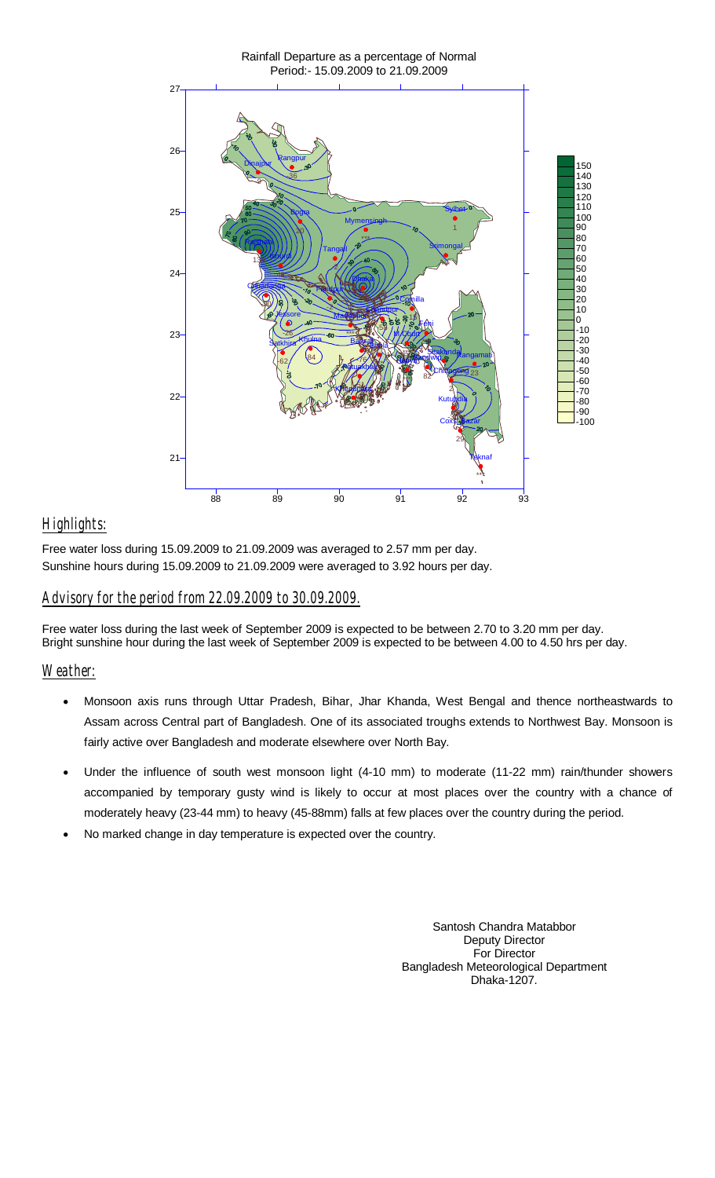Rainfall Departure as a percentage of Normal
Period:- 15.09.2009 to 21.09.2009

## Highlights:

Free water loss during 15.09.2009 to 21.09.2009 was averaged to 2.57 mm per day.
Sunshine hours during 15.09.2009 to 21.09.2009 were averaged to 3.92 hours per day.

## Advisory for the period from 22.09.2009 to 30.09.2009.

Free water loss during the last week of September 2009 is expected to be between 2.70 to 3.20 mm per day.
Bright sunshine hour during the last week of September 2009 is expected to be between 4.00 to 4.50 hrs per day.

## Weather:

- Monsoon axis runs through Uttar Pradesh, Bihar, Jhar Khanda, West Bengal and thence northeastwards to Assam across Central part of Bangladesh. One of its associated troughs extends to Northwest Bay. Monsoon is fairly active over Bangladesh and moderate elsewhere over North Bay.
- Under the influence of south west monsoon light (4-10 mm) to moderate (11-22 mm) rain/thunder showers accompanied by temporary gusty wind is likely to occur at most places over the country with a chance of moderately heavy (23-44 mm) to heavy (45-88mm) falls at few places over the country during the period.
- No marked change in day temperature is expected over the country.

Santosh Chandra Matabbor
Deputy Director
For Director
Bangladesh Meteorological Department
Dhaka-1207.